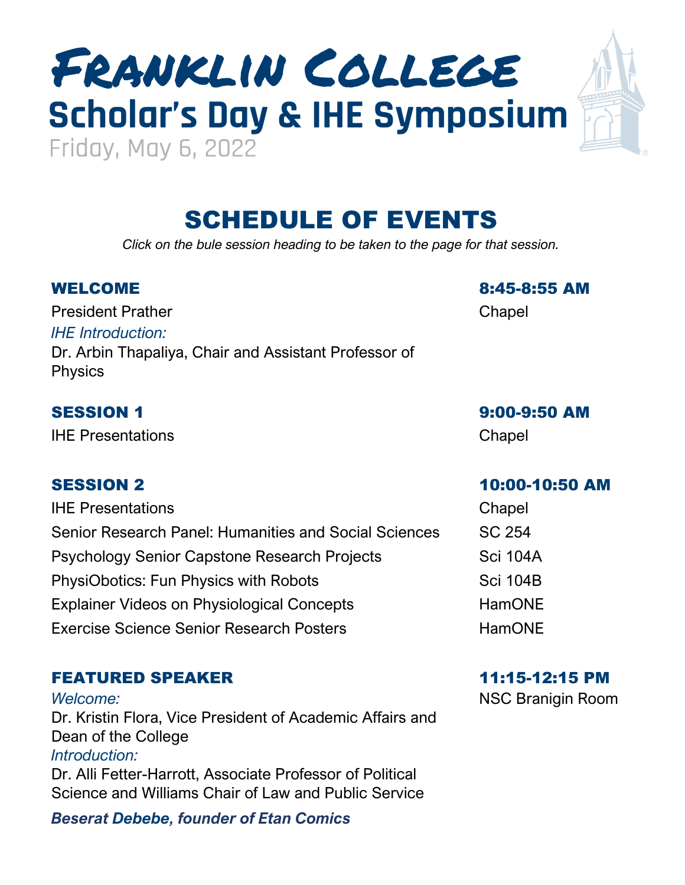# Franklin College

## Scholar's Day & IHE Symposium

Friday, May 6, 2022

## SCHEDULE OF EVENTS

*Click on the bule session heading to be taken to the page for that session.*

### WELCOME — 8:45-8:55 AM

President Prather — Chapel

*IHE Introduction:*

Dr. Arbin Thapaliya, Chair and Assistant Professor of Physics

### SESSION 1 — 9:00-9:50 AM

IHE Presentations — Chapel

### SESSION 2 — 10:00-10:50 AM

| Event | Location |
|---|---|
| IHE Presentations | Chapel |
| Senior Research Panel: Humanities and Social Sciences | SC 254 |
| Psychology Senior Capstone Research Projects | Sci 104A |
| PhysiObotics: Fun Physics with Robots | Sci 104B |
| Explainer Videos on Physiological Concepts | HamONE |
| Exercise Science Senior Research Posters | HamONE |

### FEATURED SPEAKER — 11:15-12:15 PM

NSC Branigin Room

*Welcome:*

Dr. Kristin Flora, Vice President of Academic Affairs and Dean of the College

*Introduction:*

Dr. Alli Fetter-Harrott, Associate Professor of Political Science and Williams Chair of Law and Public Service

***Beserat Debebe, founder of Etan Comics***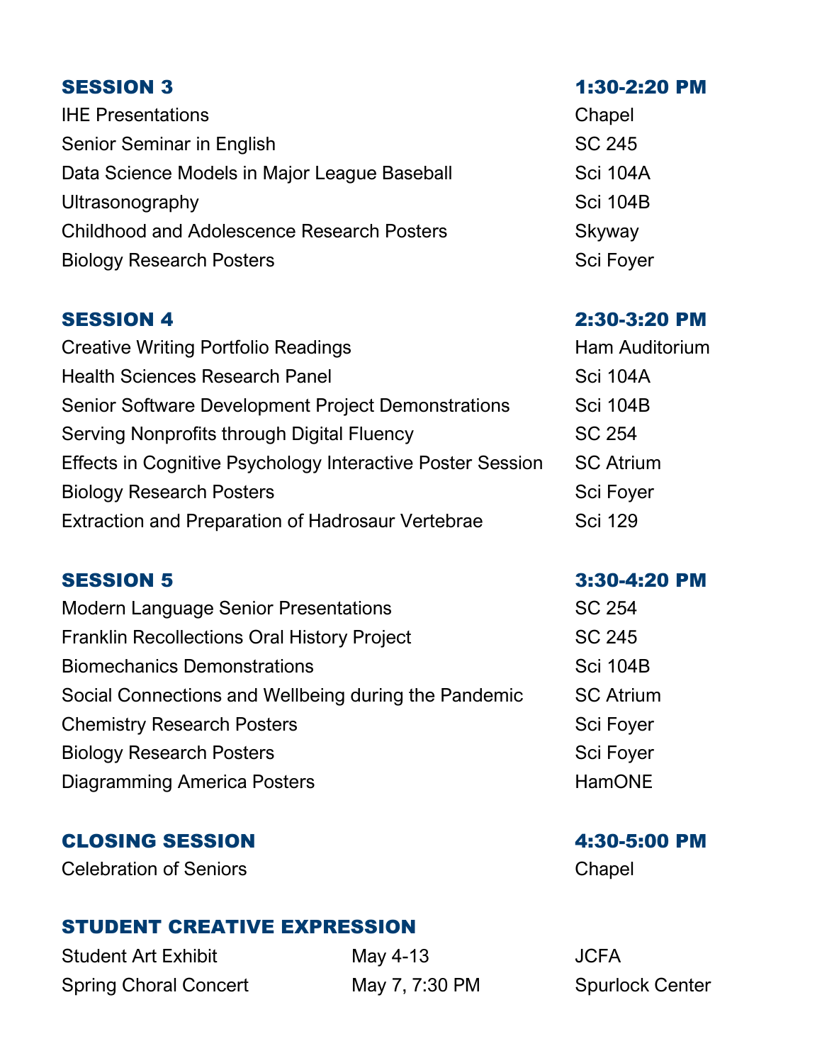## SESSION 3 — 1:30-2:20 PM

| Event | Location |
|---|---|
| IHE Presentations | Chapel |
| Senior Seminar in English | SC 245 |
| Data Science Models in Major League Baseball | Sci 104A |
| Ultrasonography | Sci 104B |
| Childhood and Adolescence Research Posters | Skyway |
| Biology Research Posters | Sci Foyer |

## SESSION 4 — 2:30-3:20 PM

| Event | Location |
|---|---|
| Creative Writing Portfolio Readings | Ham Auditorium |
| Health Sciences Research Panel | Sci 104A |
| Senior Software Development Project Demonstrations | Sci 104B |
| Serving Nonprofits through Digital Fluency | SC 254 |
| Effects in Cognitive Psychology Interactive Poster Session | SC Atrium |
| Biology Research Posters | Sci Foyer |
| Extraction and Preparation of Hadrosaur Vertebrae | Sci 129 |

## SESSION 5 — 3:30-4:20 PM

| Event | Location |
|---|---|
| Modern Language Senior Presentations | SC 254 |
| Franklin Recollections Oral History Project | SC 245 |
| Biomechanics Demonstrations | Sci 104B |
| Social Connections and Wellbeing during the Pandemic | SC Atrium |
| Chemistry Research Posters | Sci Foyer |
| Biology Research Posters | Sci Foyer |
| Diagramming America Posters | HamONE |

## CLOSING SESSION — 4:30-5:00 PM

| Event | Location |
|---|---|
| Celebration of Seniors | Chapel |

## STUDENT CREATIVE EXPRESSION

| Event | Date | Location |
|---|---|---|
| Student Art Exhibit | May 4-13 | JCFA |
| Spring Choral Concert | May 7, 7:30 PM | Spurlock Center |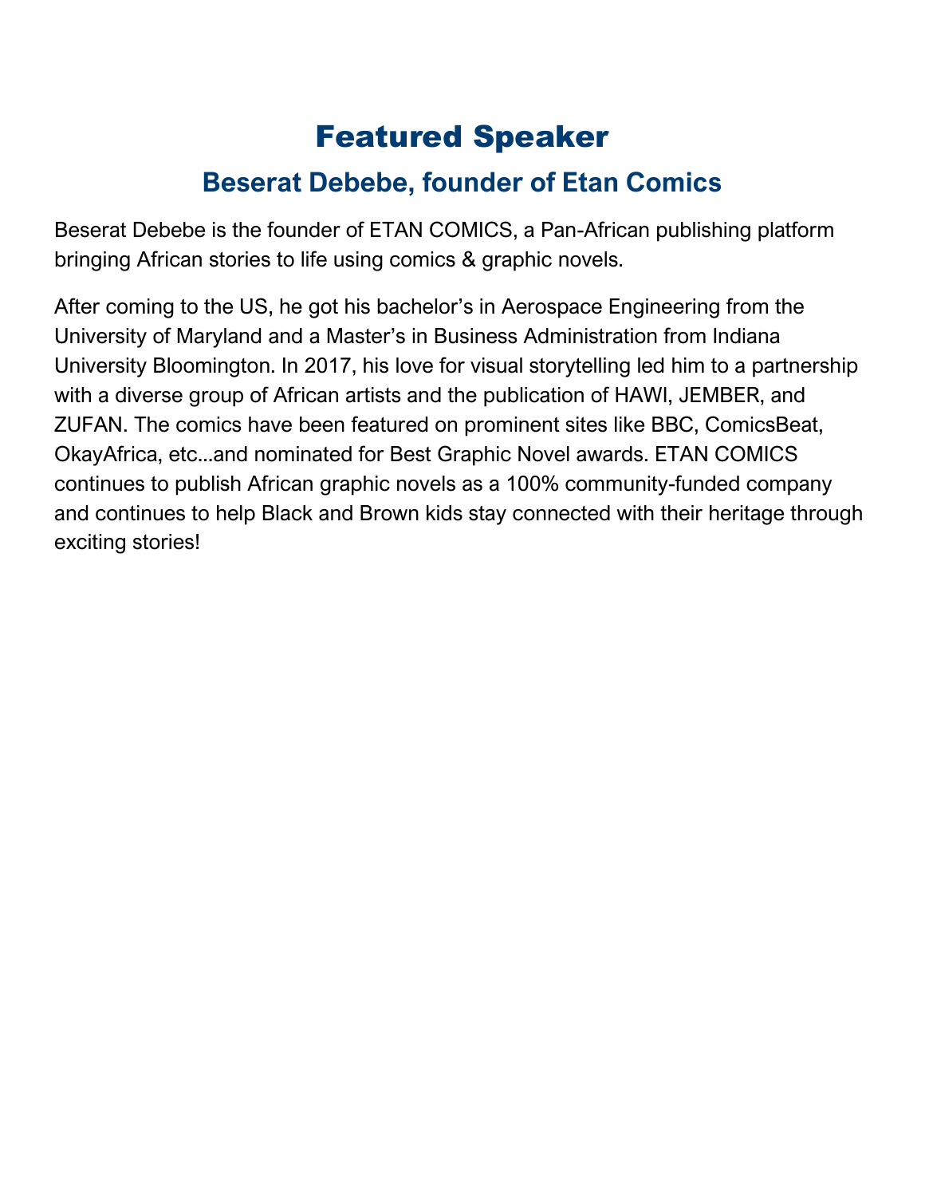# Featured Speaker

## Beserat Debebe, founder of Etan Comics

Beserat Debebe is the founder of ETAN COMICS, a Pan-African publishing platform bringing African stories to life using comics & graphic novels.

After coming to the US, he got his bachelor's in Aerospace Engineering from the University of Maryland and a Master's in Business Administration from Indiana University Bloomington. In 2017, his love for visual storytelling led him to a partnership with a diverse group of African artists and the publication of HAWI, JEMBER, and ZUFAN. The comics have been featured on prominent sites like BBC, ComicsBeat, OkayAfrica, etc...and nominated for Best Graphic Novel awards. ETAN COMICS continues to publish African graphic novels as a 100% community-funded company and continues to help Black and Brown kids stay connected with their heritage through exciting stories!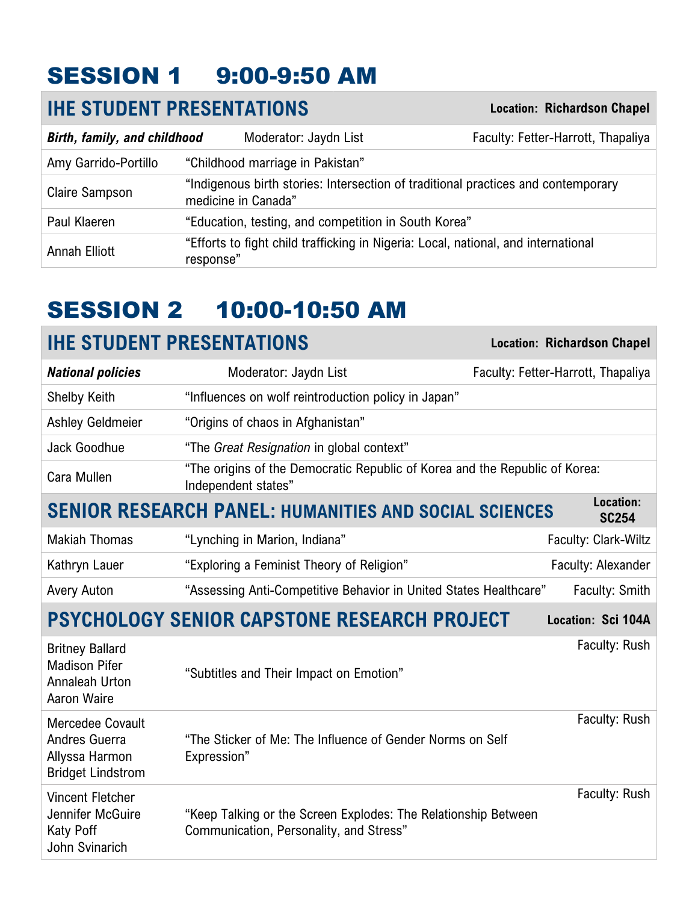# SESSION 1 9:00-9:50 AM

## IHE STUDENT PRESENTATIONS

**Location: Richardson Chapel**

| ***Birth, family, and childhood*** | Moderator: Jaydn List | Faculty: Fetter-Harrott, Thapaliya |
|---|---|---|
| Amy Garrido-Portillo | "Childhood marriage in Pakistan" | |
| Claire Sampson | "Indigenous birth stories: Intersection of traditional practices and contemporary medicine in Canada" | |
| Paul Klaeren | "Education, testing, and competition in South Korea" | |
| Annah Elliott | "Efforts to fight child trafficking in Nigeria: Local, national, and international response" | |

# SESSION 2 10:00-10:50 AM

## IHE STUDENT PRESENTATIONS

**Location: Richardson Chapel**

| ***National policies*** | Moderator: Jaydn List | Faculty: Fetter-Harrott, Thapaliya |
|---|---|---|
| Shelby Keith | "Influences on wolf reintroduction policy in Japan" | |
| Ashley Geldmeier | "Origins of chaos in Afghanistan" | |
| Jack Goodhue | "The *Great Resignation* in global context" | |
| Cara Mullen | "The origins of the Democratic Republic of Korea and the Republic of Korea: Independent states" | |

## SENIOR RESEARCH PANEL: HUMANITIES AND SOCIAL SCIENCES

**Location: SC254**

| Presenter | Title | Faculty |
|---|---|---|
| Makiah Thomas | "Lynching in Marion, Indiana" | Faculty: Clark-Wiltz |
| Kathryn Lauer | "Exploring a Feminist Theory of Religion" | Faculty: Alexander |
| Avery Auton | "Assessing Anti-Competitive Behavior in United States Healthcare" | Faculty: Smith |

## PSYCHOLOGY SENIOR CAPSTONE RESEARCH PROJECT

**Location: Sci 104A**

| Presenters | Title | Faculty |
|---|---|---|
| Britney Ballard, Madison Pifer, Annaleah Urton, Aaron Waire | "Subtitles and Their Impact on Emotion" | Faculty: Rush |
| Mercedee Covault, Andres Guerra, Allyssa Harmon, Bridget Lindstrom | "The Sticker of Me: The Influence of Gender Norms on Self Expression" | Faculty: Rush |
| Vincent Fletcher, Jennifer McGuire, Katy Poff, John Svinarich | "Keep Talking or the Screen Explodes: The Relationship Between Communication, Personality, and Stress" | Faculty: Rush |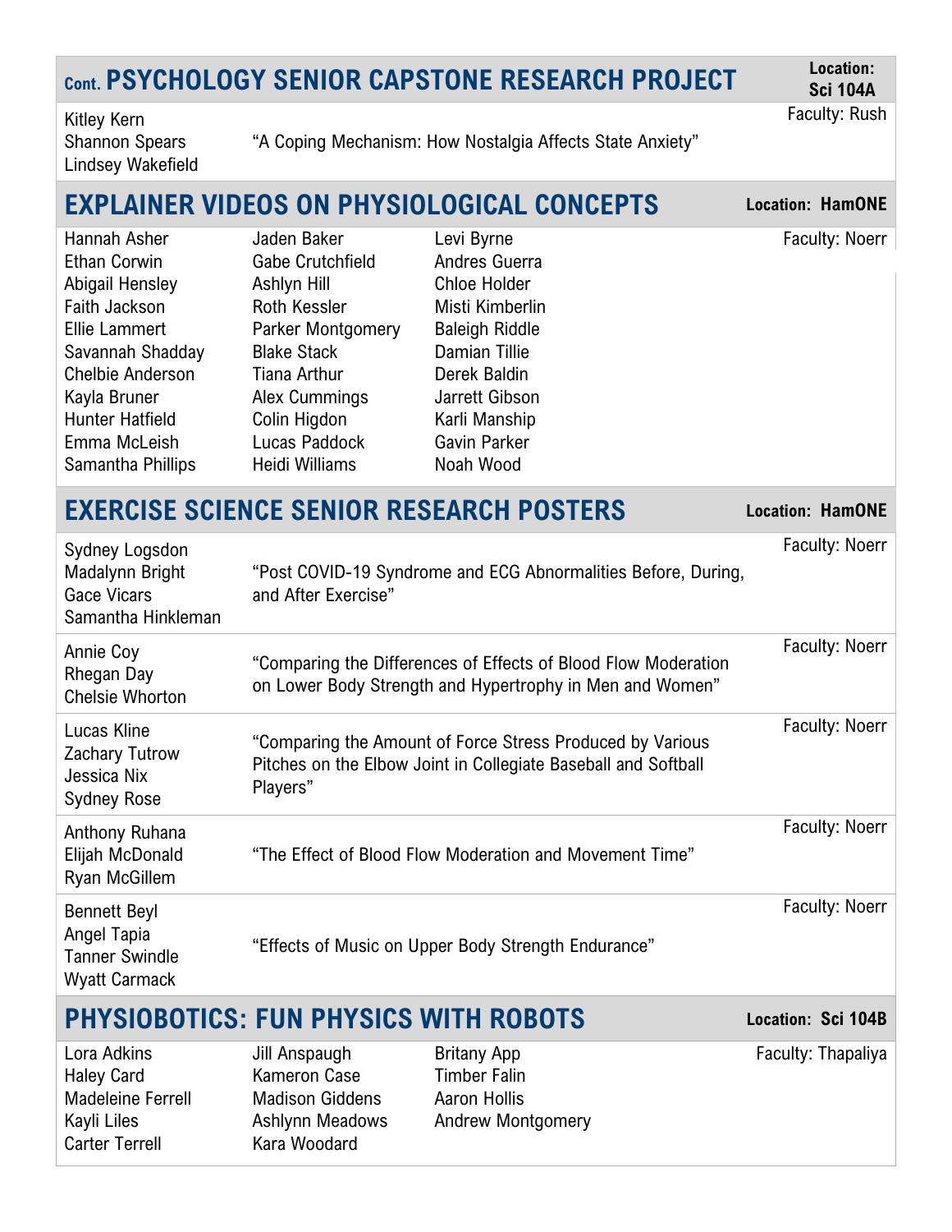## Cont. PSYCHOLOGY SENIOR CAPSTONE RESEARCH PROJECT

**Location: Sci 104A**

Faculty: Rush

Kitley Kern
Shannon Spears
Lindsey Wakefield

"A Coping Mechanism: How Nostalgia Affects State Anxiety"

## EXPLAINER VIDEOS ON PHYSIOLOGICAL CONCEPTS

**Location: HamONE**

Faculty: Noerr

Hannah Asher
Ethan Corwin
Abigail Hensley
Faith Jackson
Ellie Lammert
Savannah Shadday
Chelbie Anderson
Kayla Bruner
Hunter Hatfield
Emma McLeish
Samantha Phillips
Jaden Baker
Gabe Crutchfield
Ashlyn Hill
Roth Kessler
Parker Montgomery
Blake Stack
Tiana Arthur
Alex Cummings
Colin Higdon
Lucas Paddock
Heidi Williams
Levi Byrne
Andres Guerra
Chloe Holder
Misti Kimberlin
Baleigh Riddle
Damian Tillie
Derek Baldin
Jarrett Gibson
Karli Manship
Gavin Parker
Noah Wood

## EXERCISE SCIENCE SENIOR RESEARCH POSTERS

**Location: HamONE**

Faculty: Noerr

Sydney Logsdon
Madalynn Bright
Gace Vicars
Samantha Hinkleman

"Post COVID-19 Syndrome and ECG Abnormalities Before, During, and After Exercise"

Faculty: Noerr

Annie Coy
Rhegan Day
Chelsie Whorton

"Comparing the Differences of Effects of Blood Flow Moderation on Lower Body Strength and Hypertrophy in Men and Women"

Faculty: Noerr

Lucas Kline
Zachary Tutrow
Jessica Nix
Sydney Rose

"Comparing the Amount of Force Stress Produced by Various Pitches on the Elbow Joint in Collegiate Baseball and Softball Players"

Faculty: Noerr

Anthony Ruhana
Elijah McDonald
Ryan McGillem

"The Effect of Blood Flow Moderation and Movement Time"

Faculty: Noerr

Bennett Beyl
Angel Tapia
Tanner Swindle
Wyatt Carmack

"Effects of Music on Upper Body Strength Endurance"

## PHYSIOBOTICS: FUN PHYSICS WITH ROBOTS

**Location: Sci 104B**

Faculty: Thapaliya

Lora Adkins
Haley Card
Madeleine Ferrell
Kayli Liles
Carter Terrell
Jill Anspaugh
Kameron Case
Madison Giddens
Ashlynn Meadows
Kara Woodard
Britany App
Timber Falin
Aaron Hollis
Andrew Montgomery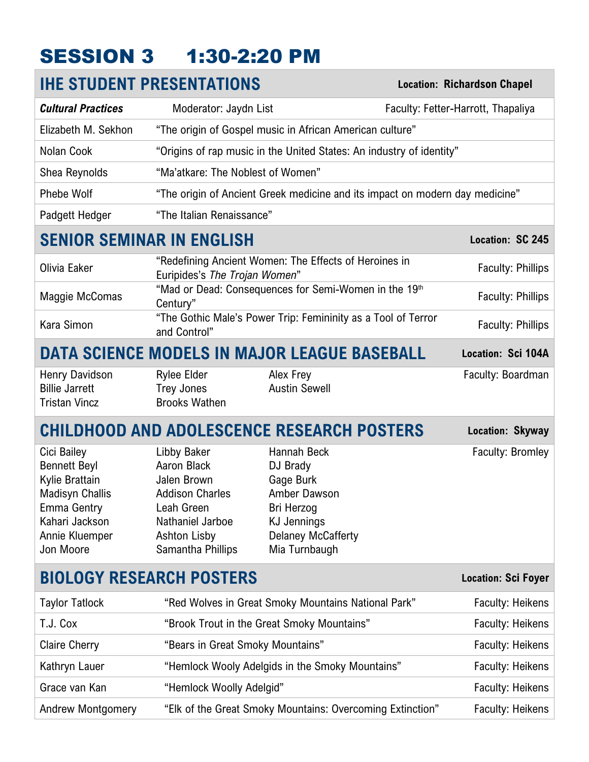# SESSION 3 1:30-2:20 PM

## IHE STUDENT PRESENTATIONS

**Location: Richardson Chapel**

| ***Cultural Practices*** | Moderator: Jaydn List | Faculty: Fetter-Harrott, Thapaliya |
|---|---|---|
| Elizabeth M. Sekhon | "The origin of Gospel music in African American culture" | |
| Nolan Cook | "Origins of rap music in the United States: An industry of identity" | |
| Shea Reynolds | "Ma'atkare: The Noblest of Women" | |
| Phebe Wolf | "The origin of Ancient Greek medicine and its impact on modern day medicine" | |
| Padgett Hedger | "The Italian Renaissance" | |

## SENIOR SEMINAR IN ENGLISH

**Location: SC 245**

| | | |
|---|---|---|
| Olivia Eaker | "Redefining Ancient Women: The Effects of Heroines in Euripides's *The Trojan Women*" | Faculty: Phillips |
| Maggie McComas | "Mad or Dead: Consequences for Semi-Women in the 19th Century" | Faculty: Phillips |
| Kara Simon | "The Gothic Male's Power Trip: Femininity as a Tool of Terror and Control" | Faculty: Phillips |

## DATA SCIENCE MODELS IN MAJOR LEAGUE BASEBALL

**Location: Sci 104A**

Faculty: Boardman

- Henry Davidson
- Billie Jarrett
- Tristan Vincz
- Rylee Elder
- Trey Jones
- Brooks Wathen
- Alex Frey
- Austin Sewell

## CHILDHOOD AND ADOLESCENCE RESEARCH POSTERS

**Location: Skyway**

Faculty: Bromley

- Cici Bailey
- Bennett Beyl
- Kylie Brattain
- Madisyn Challis
- Emma Gentry
- Kahari Jackson
- Annie Kluemper
- Jon Moore
- Libby Baker
- Aaron Black
- Jalen Brown
- Addison Charles
- Leah Green
- Nathaniel Jarboe
- Ashton Lisby
- Samantha Phillips
- Hannah Beck
- DJ Brady
- Gage Burk
- Amber Dawson
- Bri Herzog
- KJ Jennings
- Delaney McCafferty
- Mia Turnbaugh

## BIOLOGY RESEARCH POSTERS

**Location: Sci Foyer**

| | | |
|---|---|---|
| Taylor Tatlock | "Red Wolves in Great Smoky Mountains National Park" | Faculty: Heikens |
| T.J. Cox | "Brook Trout in the Great Smoky Mountains" | Faculty: Heikens |
| Claire Cherry | "Bears in Great Smoky Mountains" | Faculty: Heikens |
| Kathryn Lauer | "Hemlock Wooly Adelgids in the Smoky Mountains" | Faculty: Heikens |
| Grace van Kan | "Hemlock Woolly Adelgid" | Faculty: Heikens |
| Andrew Montgomery | "Elk of the Great Smoky Mountains: Overcoming Extinction" | Faculty: Heikens |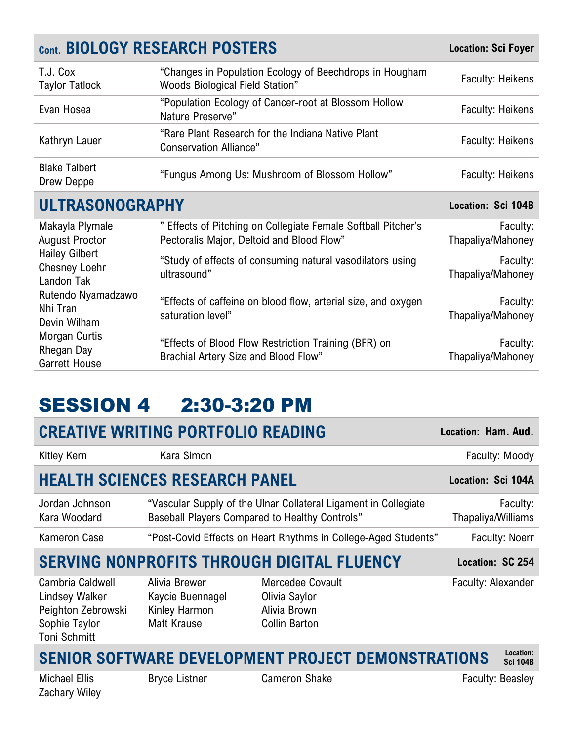## Cont. BIOLOGY RESEARCH POSTERS

**Location: Sci Foyer**

| Presenters | Title | Faculty |
|---|---|---|
| T.J. Cox<br>Taylor Tatlock | "Changes in Population Ecology of Beechdrops in Hougham Woods Biological Field Station" | Faculty: Heikens |
| Evan Hosea | "Population Ecology of Cancer-root at Blossom Hollow Nature Preserve" | Faculty: Heikens |
| Kathryn Lauer | "Rare Plant Research for the Indiana Native Plant Conservation Alliance" | Faculty: Heikens |
| Blake Talbert<br>Drew Deppe | "Fungus Among Us: Mushroom of Blossom Hollow" | Faculty: Heikens |

## ULTRASONOGRAPHY

**Location: Sci 104B**

| Presenters | Title | Faculty |
|---|---|---|
| Makayla Plymale<br>August Proctor | " Effects of Pitching on Collegiate Female Softball Pitcher's Pectoralis Major, Deltoid and Blood Flow" | Faculty: Thapaliya/Mahoney |
| Hailey Gilbert<br>Chesney Loehr<br>Landon Tak | "Study of effects of consuming natural vasodilators using ultrasound" | Faculty: Thapaliya/Mahoney |
| Rutendo Nyamadzawo<br>Nhi Tran<br>Devin Wilham | "Effects of caffeine on blood flow, arterial size, and oxygen saturation level" | Faculty: Thapaliya/Mahoney |
| Morgan Curtis<br>Rhegan Day<br>Garrett House | "Effects of Blood Flow Restriction Training (BFR) on Brachial Artery Size and Blood Flow" | Faculty: Thapaliya/Mahoney |

# SESSION 4 2:30-3:20 PM

## CREATIVE WRITING PORTFOLIO READING

**Location: Ham. Aud.**

Kitley Kern, Kara Simon — Faculty: Moody

## HEALTH SCIENCES RESEARCH PANEL

**Location: Sci 104A**

| Presenters | Title | Faculty |
|---|---|---|
| Jordan Johnson<br>Kara Woodard | "Vascular Supply of the Ulnar Collateral Ligament in Collegiate Baseball Players Compared to Healthy Controls" | Faculty: Thapaliya/Williams |
| Kameron Case | "Post-Covid Effects on Heart Rhythms in College-Aged Students" | Faculty: Noerr |

## SERVING NONPROFITS THROUGH DIGITAL FLUENCY

**Location: SC 254**

Faculty: Alexander

- Cambria Caldwell
- Lindsey Walker
- Peighton Zebrowski
- Sophie Taylor
- Toni Schmitt
- Alivia Brewer
- Kaycie Buennagel
- Kinley Harmon
- Matt Krause
- Mercedee Covault
- Olivia Saylor
- Alivia Brown
- Collin Barton

## SENIOR SOFTWARE DEVELOPMENT PROJECT DEMONSTRATIONS

**Location: Sci 104B**

Faculty: Beasley

- Michael Ellis
- Zachary Wiley
- Bryce Listner
- Cameron Shake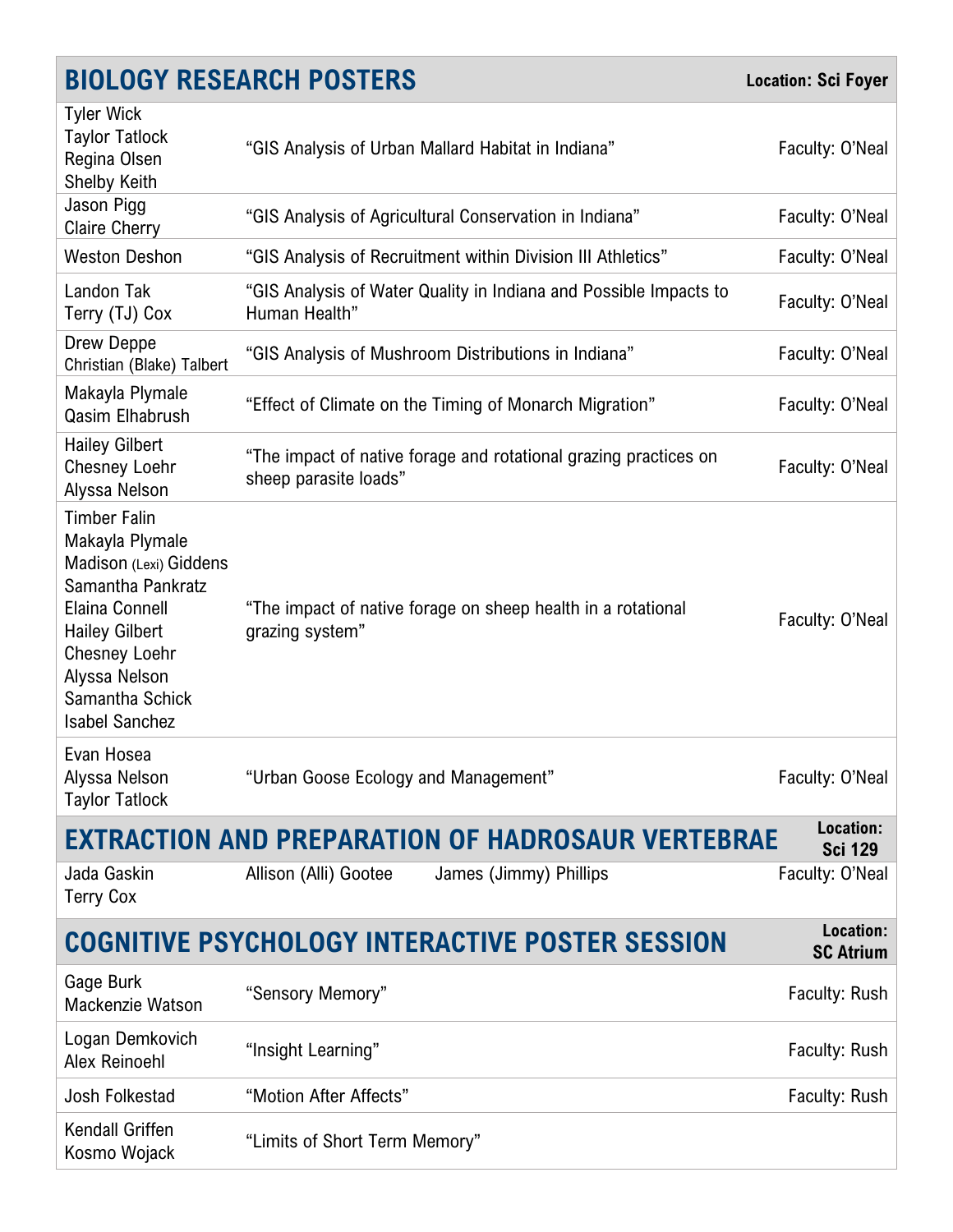## BIOLOGY RESEARCH POSTERS

**Location: Sci Foyer**

| Students | Title | Faculty |
|---|---|---|
| Tyler Wick<br>Taylor Tatlock<br>Regina Olsen<br>Shelby Keith | "GIS Analysis of Urban Mallard Habitat in Indiana" | Faculty: O'Neal |
| Jason Pigg<br>Claire Cherry | "GIS Analysis of Agricultural Conservation in Indiana" | Faculty: O'Neal |
| Weston Deshon | "GIS Analysis of Recruitment within Division III Athletics" | Faculty: O'Neal |
| Landon Tak<br>Terry (TJ) Cox | "GIS Analysis of Water Quality in Indiana and Possible Impacts to Human Health" | Faculty: O'Neal |
| Drew Deppe<br>Christian (Blake) Talbert | "GIS Analysis of Mushroom Distributions in Indiana" | Faculty: O'Neal |
| Makayla Plymale<br>Qasim Elhabrush | "Effect of Climate on the Timing of Monarch Migration" | Faculty: O'Neal |
| Hailey Gilbert<br>Chesney Loehr<br>Alyssa Nelson | "The impact of native forage and rotational grazing practices on sheep parasite loads" | Faculty: O'Neal |
| Timber Falin<br>Makayla Plymale<br>Madison (Lexi) Giddens<br>Samantha Pankratz<br>Elaina Connell<br>Hailey Gilbert<br>Chesney Loehr<br>Alyssa Nelson<br>Samantha Schick<br>Isabel Sanchez | "The impact of native forage on sheep health in a rotational grazing system" | Faculty: O'Neal |
| Evan Hosea<br>Alyssa Nelson<br>Taylor Tatlock | "Urban Goose Ecology and Management" | Faculty: O'Neal |

## EXTRACTION AND PREPARATION OF HADROSAUR VERTEBRAE

**Location: Sci 129**

| Students | | | Faculty |
|---|---|---|---|
| Jada Gaskin<br>Terry Cox | Allison (Alli) Gootee | James (Jimmy) Phillips | Faculty: O'Neal |

## COGNITIVE PSYCHOLOGY INTERACTIVE POSTER SESSION

**Location: SC Atrium**

| Students | Title | Faculty |
|---|---|---|
| Gage Burk<br>Mackenzie Watson | "Sensory Memory" | Faculty: Rush |
| Logan Demkovich<br>Alex Reinoehl | "Insight Learning" | Faculty: Rush |
| Josh Folkestad | "Motion After Affects" | Faculty: Rush |
| Kendall Griffen<br>Kosmo Wojack | "Limits of Short Term Memory" | |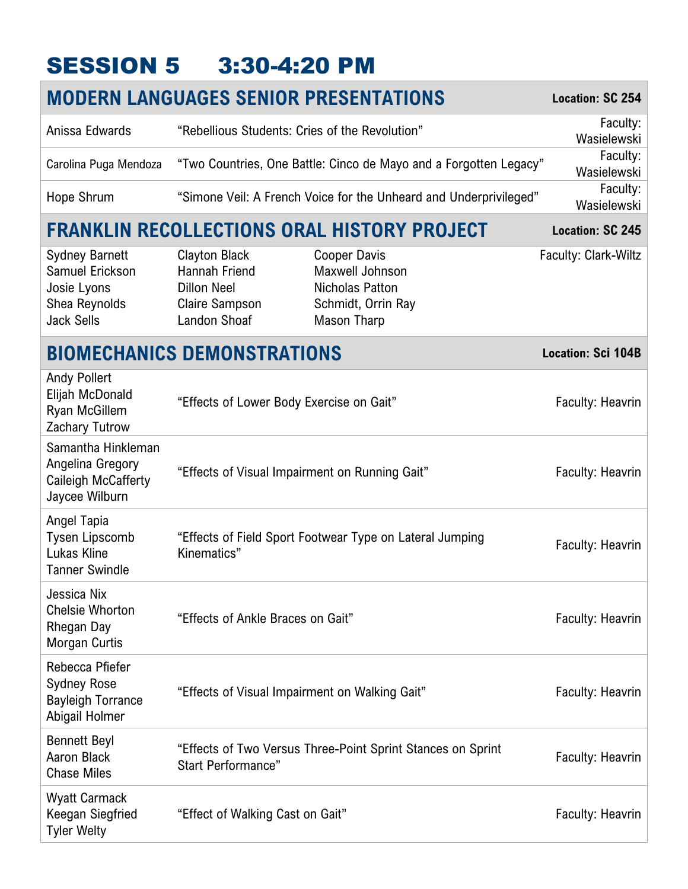# SESSION 5 3:30-4:20 PM

## MODERN LANGUAGES SENIOR PRESENTATIONS

**Location: SC 254**

| Presenter | Title | Faculty |
|---|---|---|
| Anissa Edwards | "Rebellious Students: Cries of the Revolution" | Faculty: Wasielewski |
| Carolina Puga Mendoza | "Two Countries, One Battle: Cinco de Mayo and a Forgotten Legacy" | Faculty: Wasielewski |
| Hope Shrum | "Simone Veil: A French Voice for the Unheard and Underprivileged" | Faculty: Wasielewski |

## FRANKLIN RECOLLECTIONS ORAL HISTORY PROJECT

**Location: SC 245**

Faculty: Clark-Wiltz

| | | |
|---|---|---|
| Sydney Barnett | Clayton Black | Cooper Davis |
| Samuel Erickson | Hannah Friend | Maxwell Johnson |
| Josie Lyons | Dillon Neel | Nicholas Patton |
| Shea Reynolds | Claire Sampson | Schmidt, Orrin Ray |
| Jack Sells | Landon Shoaf | Mason Tharp |

## BIOMECHANICS DEMONSTRATIONS

**Location: Sci 104B**

| Presenters | Title | Faculty |
|---|---|---|
| Andy Pollert<br>Elijah McDonald<br>Ryan McGillem<br>Zachary Tutrow | "Effects of Lower Body Exercise on Gait" | Faculty: Heavrin |
| Samantha Hinkleman<br>Angelina Gregory<br>Caileigh McCafferty<br>Jaycee Wilburn | "Effects of Visual Impairment on Running Gait" | Faculty: Heavrin |
| Angel Tapia<br>Tysen Lipscomb<br>Lukas Kline<br>Tanner Swindle | "Effects of Field Sport Footwear Type on Lateral Jumping Kinematics" | Faculty: Heavrin |
| Jessica Nix<br>Chelsie Whorton<br>Rhegan Day<br>Morgan Curtis | "Effects of Ankle Braces on Gait" | Faculty: Heavrin |
| Rebecca Pfiefer<br>Sydney Rose<br>Bayleigh Torrance<br>Abigail Holmer | "Effects of Visual Impairment on Walking Gait" | Faculty: Heavrin |
| Bennett Beyl<br>Aaron Black<br>Chase Miles | "Effects of Two Versus Three-Point Sprint Stances on Sprint Start Performance" | Faculty: Heavrin |
| Wyatt Carmack<br>Keegan Siegfried<br>Tyler Welty | "Effect of Walking Cast on Gait" | Faculty: Heavrin |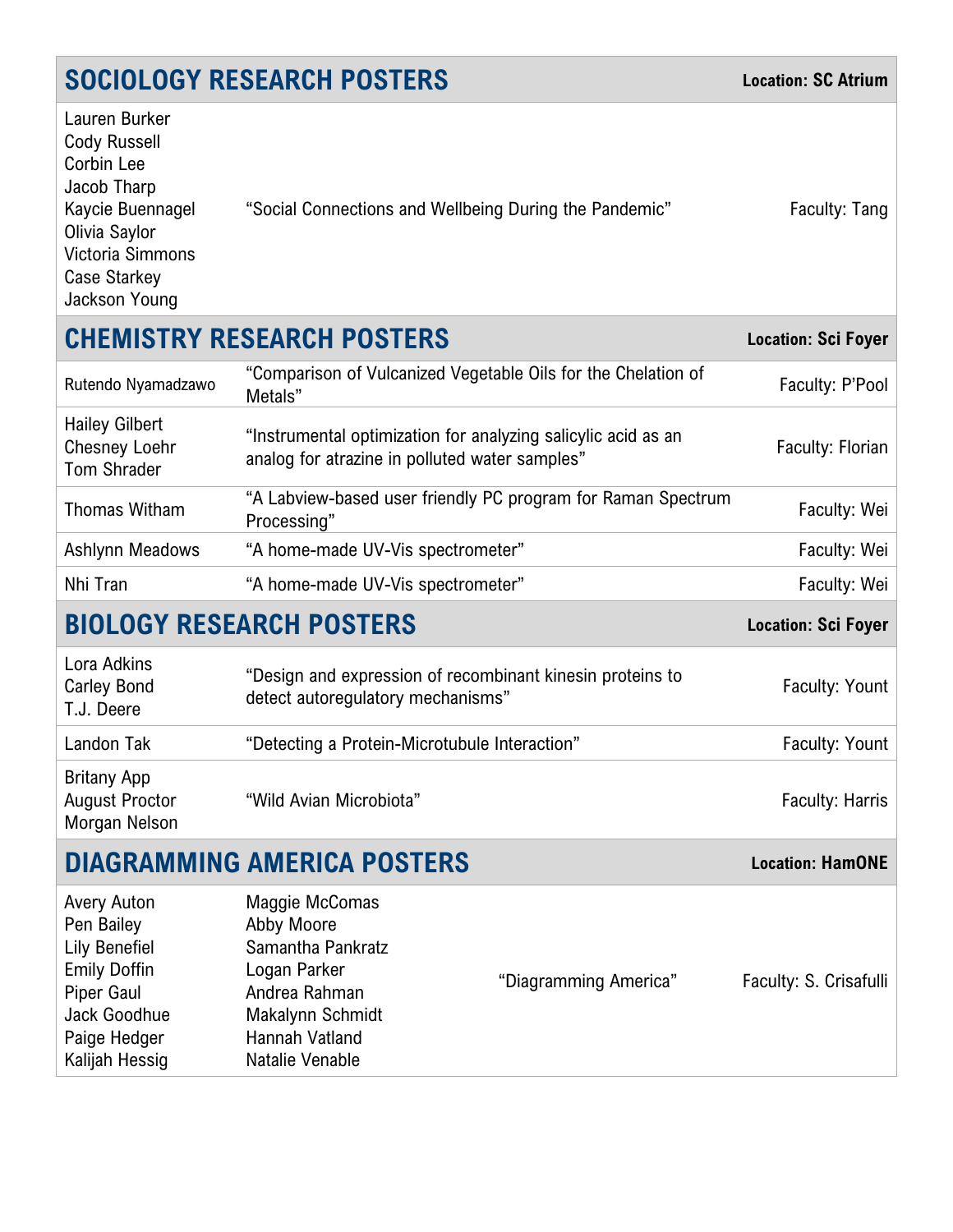## SOCIOLOGY RESEARCH POSTERS

**Location: SC Atrium**

| Students | Title | Faculty |
|---|---|---|
| Lauren Burker<br>Cody Russell<br>Corbin Lee<br>Jacob Tharp<br>Kaycie Buennagel<br>Olivia Saylor<br>Victoria Simmons<br>Case Starkey<br>Jackson Young | "Social Connections and Wellbeing During the Pandemic" | Faculty: Tang |

## CHEMISTRY RESEARCH POSTERS

**Location: Sci Foyer**

| Students | Title | Faculty |
|---|---|---|
| Rutendo Nyamadzawo | "Comparison of Vulcanized Vegetable Oils for the Chelation of Metals" | Faculty: P'Pool |
| Hailey Gilbert<br>Chesney Loehr<br>Tom Shrader | "Instrumental optimization for analyzing salicylic acid as an analog for atrazine in polluted water samples" | Faculty: Florian |
| Thomas Witham | "A Labview-based user friendly PC program for Raman Spectrum Processing" | Faculty: Wei |
| Ashlynn Meadows | "A home-made UV-Vis spectrometer" | Faculty: Wei |
| Nhi Tran | "A home-made UV-Vis spectrometer" | Faculty: Wei |

## BIOLOGY RESEARCH POSTERS

**Location: Sci Foyer**

| Students | Title | Faculty |
|---|---|---|
| Lora Adkins<br>Carley Bond<br>T.J. Deere | "Design and expression of recombinant kinesin proteins to detect autoregulatory mechanisms" | Faculty: Yount |
| Landon Tak | "Detecting a Protein-Microtubule Interaction" | Faculty: Yount |
| Britany App<br>August Proctor<br>Morgan Nelson | "Wild Avian Microbiota" | Faculty: Harris |

## DIAGRAMMING AMERICA POSTERS

**Location: HamONE**

| Students | | Title | Faculty |
|---|---|---|---|
| Avery Auton<br>Pen Bailey<br>Lily Benefiel<br>Emily Doffin<br>Piper Gaul<br>Jack Goodhue<br>Paige Hedger<br>Kalijah Hessig | Maggie McComas<br>Abby Moore<br>Samantha Pankratz<br>Logan Parker<br>Andrea Rahman<br>Makalynn Schmidt<br>Hannah Vatland<br>Natalie Venable | "Diagramming America" | Faculty: S. Crisafulli |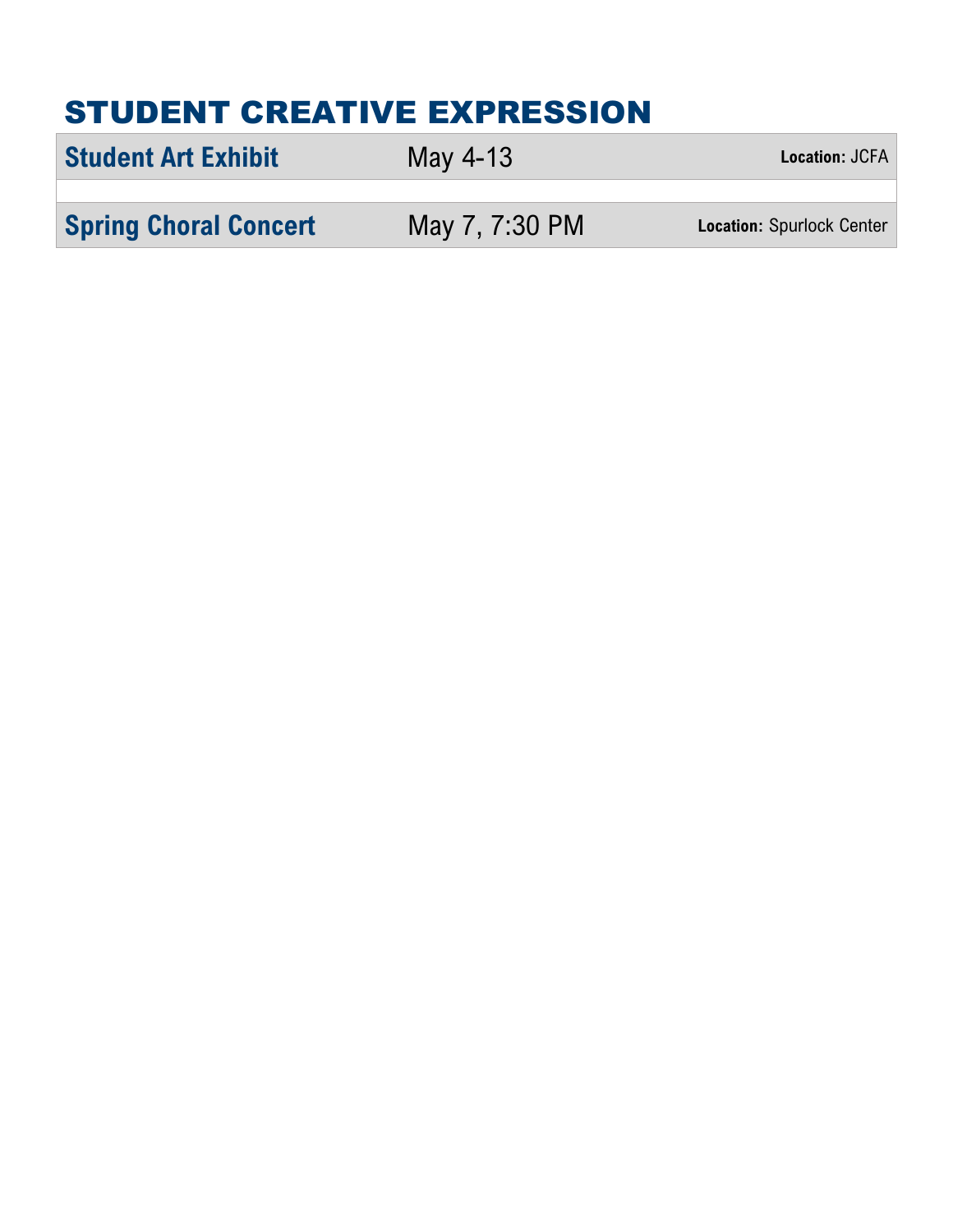## STUDENT CREATIVE EXPRESSION

| | | |
|---|---|---|
| **Student Art Exhibit** | May 4-13 | **Location:** JCFA |
| | | |
| **Spring Choral Concert** | May 7, 7:30 PM | **Location:** Spurlock Center |